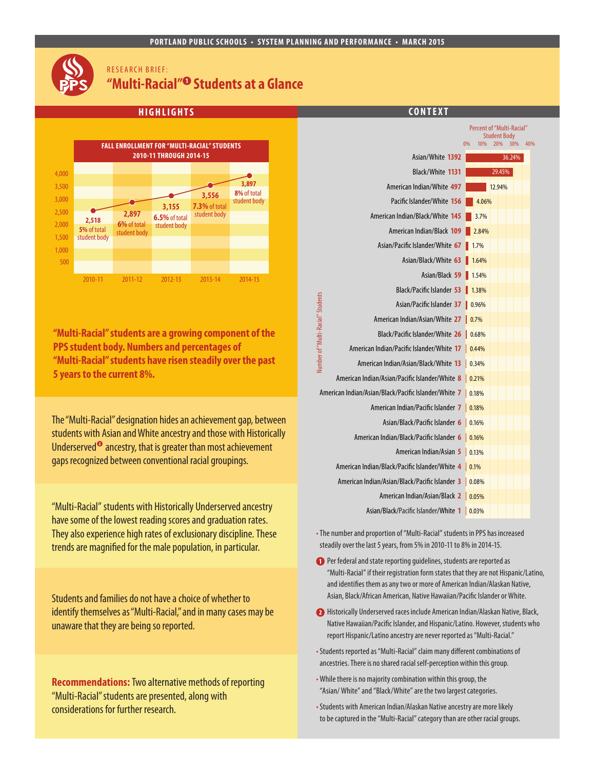# RESEARCH BRIEF: "Multi-Racial"[1] Students at a Glance

## HIGHLIGHTS

**FALL ENROLLMENT FOR "MULTI-RACIAL" STUDENTS 2010-11 THROUGH 2014-15**

| Year | Students | Percent of total student body |
|---|---|---|
| 2010-11 | 2,518 | 5% |
| 2011-12 | 2,897 | 6% |
| 2012-13 | 3,155 | 6.5% |
| 2013-14 | 3,556 | 7.3% |
| 2014-15 | 3,897 | 8% |

**"Multi-Racial" students are a growing component of the PPS student body. Numbers and percentages of "Multi-Racial" students have risen steadily over the past 5 years to the current 8%.**

The "Multi-Racial" designation hides an achievement gap, between students with Asian and White ancestry and those with Historically Underserved[2] ancestry, that is greater than most achievement gaps recognized between conventional racial groupings.

"Multi-Racial" students with Historically Underserved ancestry have some of the lowest reading scores and graduation rates. They also experience high rates of exclusionary discipline. These trends are magnified for the male population, in particular.

Students and families do not have a choice of whether to identify themselves as "Multi-Racial," and in many cases may be unaware that they are being so reported.

**Recommendations:** Two alternative methods of reporting "Multi-Racial" students are presented, along with considerations for further research.

## CONTEXT

| Combination | Number of "Multi-Racial" Students | Percent of "Multi-Racial" Student Body |
|---|---|---|
| Asian/White | 1392 | 36.24% |
| Black/White | 1131 | 29.45% |
| American Indian/White | 497 | 12.94% |
| Pacific Islander/White | 156 | 4.06% |
| American Indian/Black/White | 145 | 3.7% |
| American Indian/Black | 109 | 2.84% |
| Asian/Pacific Islander/White | 67 | 1.7% |
| Asian/Black/White | 63 | 1.64% |
| Asian/Black | 59 | 1.54% |
| Black/Pacific Islander | 53 | 1.38% |
| Asian/Pacific Islander | 37 | 0.96% |
| American Indian/Asian/White | 27 | 0.7% |
| Black/Pacific Islander/White | 26 | 0.68% |
| American Indian/Pacific Islander/White | 17 | 0.44% |
| American Indian/Asian/Black/White | 13 | 0.34% |
| American Indian/Asian/Pacific Islander/White | 8 | 0.21% |
| American Indian/Asian/Black/Pacific Islander/White | 7 | 0.18% |
| American Indian/Pacific Islander | 7 | 0.18% |
| Asian/Black/Pacific Islander | 6 | 0.16% |
| American Indian/Black/Pacific Islander | 6 | 0.16% |
| American Indian/Asian | 5 | 0.13% |
| American Indian/Black/Pacific Islander/White | 4 | 0.1% |
| American Indian/Asian/Black/Pacific Islander | 3 | 0.08% |
| American Indian/Asian/Black | 2 | 0.05% |
| Asian/Black/Pacific Islander/White | 1 | 0.03% |

- The number and proportion of "Multi-Racial" students in PPS has increased steadily over the last 5 years, from 5% in 2010-11 to 8% in 2014-15.

[1] Per federal and state reporting guidelines, students are reported as "Multi-Racial" if their registration form states that they are not Hispanic/Latino, and identifies them as any two or more of American Indian/Alaskan Native, Asian, Black/African American, Native Hawaiian/Pacific Islander or White.

[2] Historically Underserved races include American Indian/Alaskan Native, Black, Native Hawaiian/Pacific Islander, and Hispanic/Latino. However, students who report Hispanic/Latino ancestry are never reported as "Multi-Racial."

- Students reported as "Multi-Racial" claim many different combinations of ancestries. There is no shared racial self-perception within this group.
- While there is no majority combination within this group, the "Asian/ White" and "Black/White" are the two largest categories.
- Students with American Indian/Alaskan Native ancestry are more likely to be captured in the "Multi-Racial" category than are other racial groups.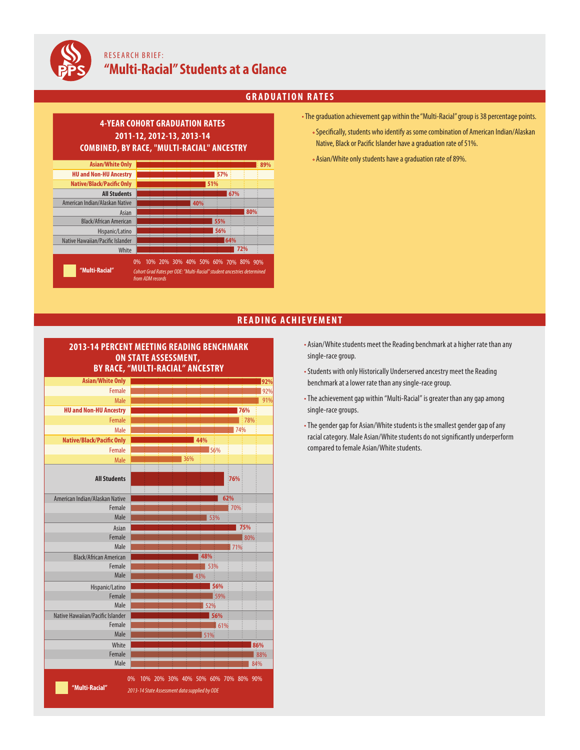RESEARCH BRIEF:

# "Multi-Racial" Students at a Glance

## GRADUATION RATES

### 4-YEAR COHORT GRADUATION RATES 2011-12, 2012-13, 2013-14 COMBINED, BY RACE, "MULTI-RACIAL" ANCESTRY

| Group | Graduation Rate |
|---|---|
| **Asian/White Only** | 89% |
| **HU and Non-HU Ancestry** | 57% |
| **Native/Black/Pacific Only** | 51% |
| **All Students** | 67% |
| American Indian/Alaskan Native | 40% |
| Asian | 80% |
| Black/African American | 55% |
| Hispanic/Latino | 56% |
| Native Hawaiian/Pacific Islander | 64% |
| White | 72% |

"Multi-Racial"

*Cohort Grad Rates per ODE; "Multi-Racial" student ancestries determined from ADM records*

- The graduation achievement gap within the "Multi-Racial" group is 38 percentage points.
  - Specifically, students who identify as some combination of American Indian/Alaskan Native, Black or Pacific Islander have a graduation rate of 51%.
  - Asian/White only students have a graduation rate of 89%.

## READING ACHIEVEMENT

### 2013-14 PERCENT MEETING READING BENCHMARK ON STATE ASSESSMENT, BY RACE, "MULTI-RACIAL" ANCESTRY

| Group | Percent Meeting Benchmark |
|---|---|
| **Asian/White Only** | 92% |
| Female | 92% |
| Male | 91% |
| **HU and Non-HU Ancestry** | 76% |
| Female | 78% |
| Male | 74% |
| **Native/Black/Pacific Only** | 44% |
| Female | 56% |
| Male | 36% |
| **All Students** | 76% |
| American Indian/Alaskan Native | 62% |
| Female | 70% |
| Male | 53% |
| Asian | 75% |
| Female | 80% |
| Male | 71% |
| Black/African American | 48% |
| Female | 53% |
| Male | 43% |
| Hispanic/Latino | 56% |
| Female | 59% |
| Male | 52% |
| Native Hawaiian/Pacific Islander | 56% |
| Female | 61% |
| Male | 51% |
| White | 86% |
| Female | 88% |
| Male | 84% |

"Multi-Racial"

*2013-14 State Assessment data supplied by ODE*

- Asian/White students meet the Reading benchmark at a higher rate than any single-race group.
- Students with only Historically Underserved ancestry meet the Reading benchmark at a lower rate than any single-race group.
- The achievement gap within "Multi-Racial" is greater than any gap among single-race groups.
- The gender gap for Asian/White students is the smallest gender gap of any racial category. Male Asian/White students do not significantly underperform compared to female Asian/White students.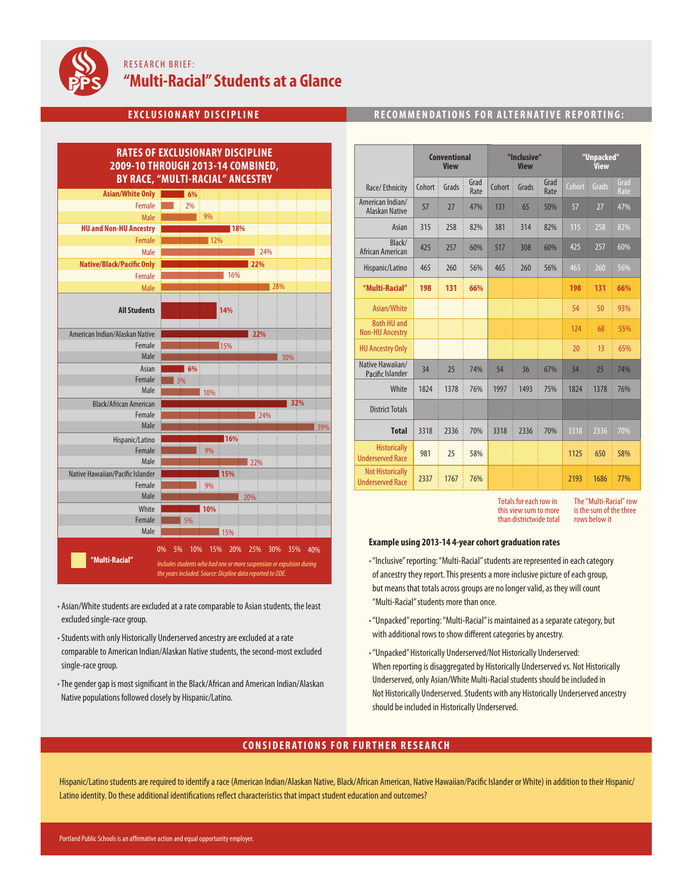# RESEARCH BRIEF:
# "Multi-Racial" Students at a Glance

## EXCLUSIONARY DISCIPLINE

**RATES OF EXCLUSIONARY DISCIPLINE 2009-10 THROUGH 2013-14 COMBINED, BY RACE, "MULTI-RACIAL" ANCESTRY**

Asian/White Only 6%
Female 2%
Male 9%
HU and Non-HU Ancestry 18%
Female 12%
Male 24%
Native/Black/Pacific Only 22%
Female 16%
Male 28%
All Students 14%
American Indian/Alaskan Native 22%
Female 15%
Male 30%
Asian 6%
Female 3%
Male 10%
Black/African American 32%
Female 24%
Male 39%
Hispanic/Latino 16%
Female 9%
Male 22%
Native Hawaiian/Pacific Islander 15%
Female 9%
Male 20%
White 10%
Female 5%
Male 15%

0% 5% 10% 15% 20% 25% 30% 35% 40%

"Multi-Racial"

*Includes students who had one or more suspension or expulsion during the years included. Source: Dicpline data reported to ODE.*

- Asian/White students are excluded at a rate comparable to Asian students, the least excluded single-race group.
- Students with only Historically Underserved ancestry are excluded at a rate comparable to American Indian/Alaskan Native students, the second-most excluded single-race group.
- The gender gap is most significant in the Black/African and American Indian/Alaskan Native populations followed closely by Hispanic/Latino.

## RECOMMENDATIONS FOR ALTERNATIVE REPORTING:

| | Conventional View | | | "Inclusive" View | | | "Unpacked" View | | |
|---|---|---|---|---|---|---|---|---|---|
| Race/ Ethnicity | Cohort | Grads | Grad Rate | Cohort | Grads | Grad Rate | Cohort | Grads | Grad Rate |
| American Indian/ Alaskan Native | 57 | 27 | 47% | 131 | 65 | 50% | 57 | 27 | 47% |
| Asian | 315 | 258 | 82% | 381 | 314 | 82% | 315 | 258 | 82% |
| Black/ African American | 425 | 257 | 60% | 517 | 308 | 60% | 425 | 257 | 60% |
| Hispanic/Latino | 465 | 260 | 56% | 465 | 260 | 56% | 465 | 260 | 56% |
| "Multi-Racial" | 198 | 131 | 66% | | | | 198 | 131 | 66% |
| Asian/White | | | | | | | 54 | 50 | 93% |
| Both HU and Non-HU Ancestry | | | | | | | 124 | 68 | 55% |
| HU Ancestry Only | | | | | | | 20 | 13 | 65% |
| Native Hawaiian/ Pacific Islander | 34 | 25 | 74% | 54 | 36 | 67% | 34 | 25 | 74% |
| White | 1824 | 1378 | 76% | 1997 | 1493 | 75% | 1824 | 1378 | 76% |
| District Totals | | | | | | | | | |
| Total | 3318 | 2336 | 70% | 3318 | 2336 | 70% | 3318 | 2336 | 70% |
| Historically Underserved Race | 981 | 25 | 58% | | | | 1125 | 650 | 58% |
| Not Historically Underserved Race | 2337 | 1767 | 76% | | | | 2193 | 1686 | 77% |

Totals for each row in this view sum to more than districtwide total

The "Multi-Racial" row is the sum of the three rows below it

**Example using 2013-14 4-year cohort graduation rates**

- "Inclusive" reporting: "Multi-Racial" students are represented in each category of ancestry they report. This presents a more inclusive picture of each group, but means that totals across groups are no longer valid, as they will count "Multi-Racial" students more than once.
- "Unpacked" reporting: "Multi-Racial" is maintained as a separate category, but with additional rows to show different categories by ancestry.
- "Unpacked" Historically Underserved/Not Historically Underserved: When reporting is disaggregated by Historically Underserved vs. Not Historically Underserved, only Asian/White Multi-Racial students should be included in Not Historically Underserved. Students with any Historically Underserved ancestry should be included in Historically Underserved.

## CONSIDERATIONS FOR FURTHER RESEARCH

Hispanic/Latino students are required to identify a race (American Indian/Alaskan Native, Black/African American, Native Hawaiian/Pacific Islander or White) in addition to their Hispanic/Latino identity. Do these additional identifications reflect characteristics that impact student education and outcomes?

Portland Public Schools is an affirmative action and equal opportunity employer.